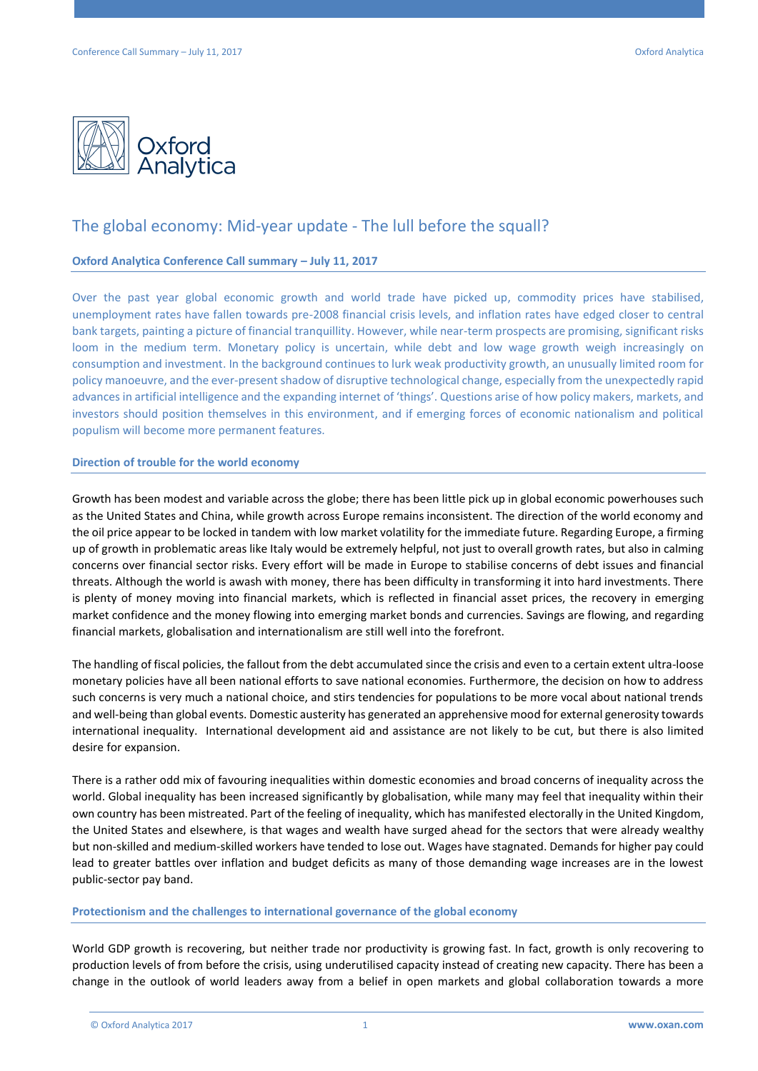# The global economy: Mid-year update - The lull before the squall?

**Oxford Analytica Conference Call summary – July 11, 2017**

Over the past year global economic growth and world trade have picked up, commodity prices have stabilised, unemployment rates have fallen towards pre-2008 financial crisis levels, and inflation rates have edged closer to central bank targets, painting a picture of financial tranquillity. However, while near-term prospects are promising, significant risks loom in the medium term. Monetary policy is uncertain, while debt and low wage growth weigh increasingly on consumption and investment. In the background continues to lurk weak productivity growth, an unusually limited room for policy manoeuvre, and the ever-present shadow of disruptive technological change, especially from the unexpectedly rapid advances in artificial intelligence and the expanding internet of 'things'. Questions arise of how policy makers, markets, and investors should position themselves in this environment, and if emerging forces of economic nationalism and political populism will become more permanent features.

## Direction of trouble for the world economy

Growth has been modest and variable across the globe; there has been little pick up in global economic powerhouses such as the United States and China, while growth across Europe remains inconsistent. The direction of the world economy and the oil price appear to be locked in tandem with low market volatility for the immediate future. Regarding Europe, a firming up of growth in problematic areas like Italy would be extremely helpful, not just to overall growth rates, but also in calming concerns over financial sector risks. Every effort will be made in Europe to stabilise concerns of debt issues and financial threats. Although the world is awash with money, there has been difficulty in transforming it into hard investments. There is plenty of money moving into financial markets, which is reflected in financial asset prices, the recovery in emerging market confidence and the money flowing into emerging market bonds and currencies. Savings are flowing, and regarding financial markets, globalisation and internationalism are still well into the forefront.

The handling of fiscal policies, the fallout from the debt accumulated since the crisis and even to a certain extent ultra-loose monetary policies have all been national efforts to save national economies. Furthermore, the decision on how to address such concerns is very much a national choice, and stirs tendencies for populations to be more vocal about national trends and well-being than global events. Domestic austerity has generated an apprehensive mood for external generosity towards international inequality. International development aid and assistance are not likely to be cut, but there is also limited desire for expansion.

There is a rather odd mix of favouring inequalities within domestic economies and broad concerns of inequality across the world. Global inequality has been increased significantly by globalisation, while many may feel that inequality within their own country has been mistreated. Part of the feeling of inequality, which has manifested electorally in the United Kingdom, the United States and elsewhere, is that wages and wealth have surged ahead for the sectors that were already wealthy but non-skilled and medium-skilled workers have tended to lose out. Wages have stagnated. Demands for higher pay could lead to greater battles over inflation and budget deficits as many of those demanding wage increases are in the lowest public-sector pay band.

## Protectionism and the challenges to international governance of the global economy

World GDP growth is recovering, but neither trade nor productivity is growing fast. In fact, growth is only recovering to production levels of from before the crisis, using underutilised capacity instead of creating new capacity. There has been a change in the outlook of world leaders away from a belief in open markets and global collaboration towards a more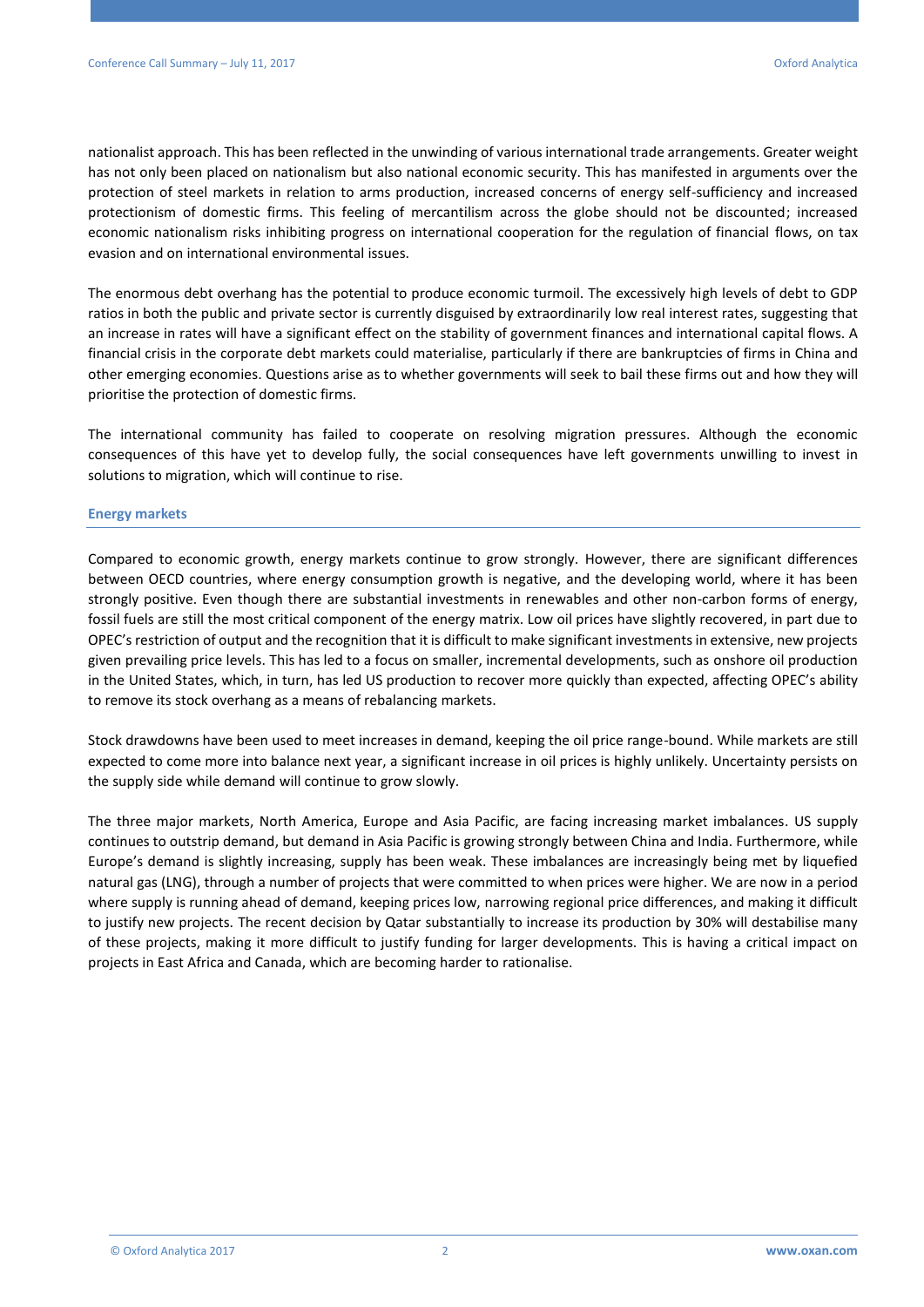nationalist approach. This has been reflected in the unwinding of various international trade arrangements. Greater weight has not only been placed on nationalism but also national economic security. This has manifested in arguments over the protection of steel markets in relation to arms production, increased concerns of energy self-sufficiency and increased protectionism of domestic firms. This feeling of mercantilism across the globe should not be discounted; increased economic nationalism risks inhibiting progress on international cooperation for the regulation of financial flows, on tax evasion and on international environmental issues.

The enormous debt overhang has the potential to produce economic turmoil. The excessively high levels of debt to GDP ratios in both the public and private sector is currently disguised by extraordinarily low real interest rates, suggesting that an increase in rates will have a significant effect on the stability of government finances and international capital flows. A financial crisis in the corporate debt markets could materialise, particularly if there are bankruptcies of firms in China and other emerging economies. Questions arise as to whether governments will seek to bail these firms out and how they will prioritise the protection of domestic firms.

The international community has failed to cooperate on resolving migration pressures. Although the economic consequences of this have yet to develop fully, the social consequences have left governments unwilling to invest in solutions to migration, which will continue to rise.

## Energy markets

Compared to economic growth, energy markets continue to grow strongly. However, there are significant differences between OECD countries, where energy consumption growth is negative, and the developing world, where it has been strongly positive. Even though there are substantial investments in renewables and other non-carbon forms of energy, fossil fuels are still the most critical component of the energy matrix. Low oil prices have slightly recovered, in part due to OPEC's restriction of output and the recognition that it is difficult to make significant investments in extensive, new projects given prevailing price levels. This has led to a focus on smaller, incremental developments, such as onshore oil production in the United States, which, in turn, has led US production to recover more quickly than expected, affecting OPEC's ability to remove its stock overhang as a means of rebalancing markets.

Stock drawdowns have been used to meet increases in demand, keeping the oil price range-bound. While markets are still expected to come more into balance next year, a significant increase in oil prices is highly unlikely. Uncertainty persists on the supply side while demand will continue to grow slowly.

The three major markets, North America, Europe and Asia Pacific, are facing increasing market imbalances. US supply continues to outstrip demand, but demand in Asia Pacific is growing strongly between China and India. Furthermore, while Europe's demand is slightly increasing, supply has been weak. These imbalances are increasingly being met by liquefied natural gas (LNG), through a number of projects that were committed to when prices were higher. We are now in a period where supply is running ahead of demand, keeping prices low, narrowing regional price differences, and making it difficult to justify new projects. The recent decision by Qatar substantially to increase its production by 30% will destabilise many of these projects, making it more difficult to justify funding for larger developments. This is having a critical impact on projects in East Africa and Canada, which are becoming harder to rationalise.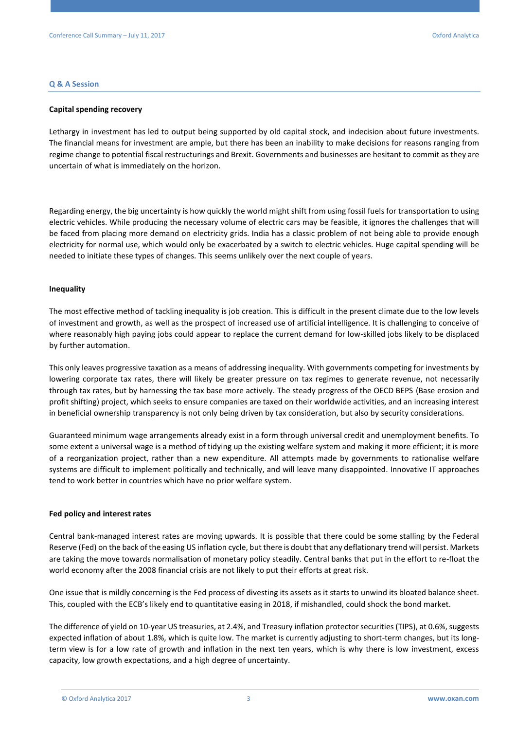## Q & A Session

**Capital spending recovery**

Lethargy in investment has led to output being supported by old capital stock, and indecision about future investments. The financial means for investment are ample, but there has been an inability to make decisions for reasons ranging from regime change to potential fiscal restructurings and Brexit. Governments and businesses are hesitant to commit as they are uncertain of what is immediately on the horizon.

Regarding energy, the big uncertainty is how quickly the world might shift from using fossil fuels for transportation to using electric vehicles. While producing the necessary volume of electric cars may be feasible, it ignores the challenges that will be faced from placing more demand on electricity grids. India has a classic problem of not being able to provide enough electricity for normal use, which would only be exacerbated by a switch to electric vehicles. Huge capital spending will be needed to initiate these types of changes. This seems unlikely over the next couple of years.

**Inequality**

The most effective method of tackling inequality is job creation. This is difficult in the present climate due to the low levels of investment and growth, as well as the prospect of increased use of artificial intelligence. It is challenging to conceive of where reasonably high paying jobs could appear to replace the current demand for low-skilled jobs likely to be displaced by further automation.

This only leaves progressive taxation as a means of addressing inequality. With governments competing for investments by lowering corporate tax rates, there will likely be greater pressure on tax regimes to generate revenue, not necessarily through tax rates, but by harnessing the tax base more actively. The steady progress of the OECD BEPS (Base erosion and profit shifting) project, which seeks to ensure companies are taxed on their worldwide activities, and an increasing interest in beneficial ownership transparency is not only being driven by tax consideration, but also by security considerations.

Guaranteed minimum wage arrangements already exist in a form through universal credit and unemployment benefits. To some extent a universal wage is a method of tidying up the existing welfare system and making it more efficient; it is more of a reorganization project, rather than a new expenditure. All attempts made by governments to rationalise welfare systems are difficult to implement politically and technically, and will leave many disappointed. Innovative IT approaches tend to work better in countries which have no prior welfare system.

**Fed policy and interest rates**

Central bank-managed interest rates are moving upwards. It is possible that there could be some stalling by the Federal Reserve (Fed) on the back of the easing US inflation cycle, but there is doubt that any deflationary trend will persist. Markets are taking the move towards normalisation of monetary policy steadily. Central banks that put in the effort to re-float the world economy after the 2008 financial crisis are not likely to put their efforts at great risk.

One issue that is mildly concerning is the Fed process of divesting its assets as it starts to unwind its bloated balance sheet. This, coupled with the ECB's likely end to quantitative easing in 2018, if mishandled, could shock the bond market.

The difference of yield on 10-year US treasuries, at 2.4%, and Treasury inflation protector securities (TIPS), at 0.6%, suggests expected inflation of about 1.8%, which is quite low. The market is currently adjusting to short-term changes, but its long-term view is for a low rate of growth and inflation in the next ten years, which is why there is low investment, excess capacity, low growth expectations, and a high degree of uncertainty.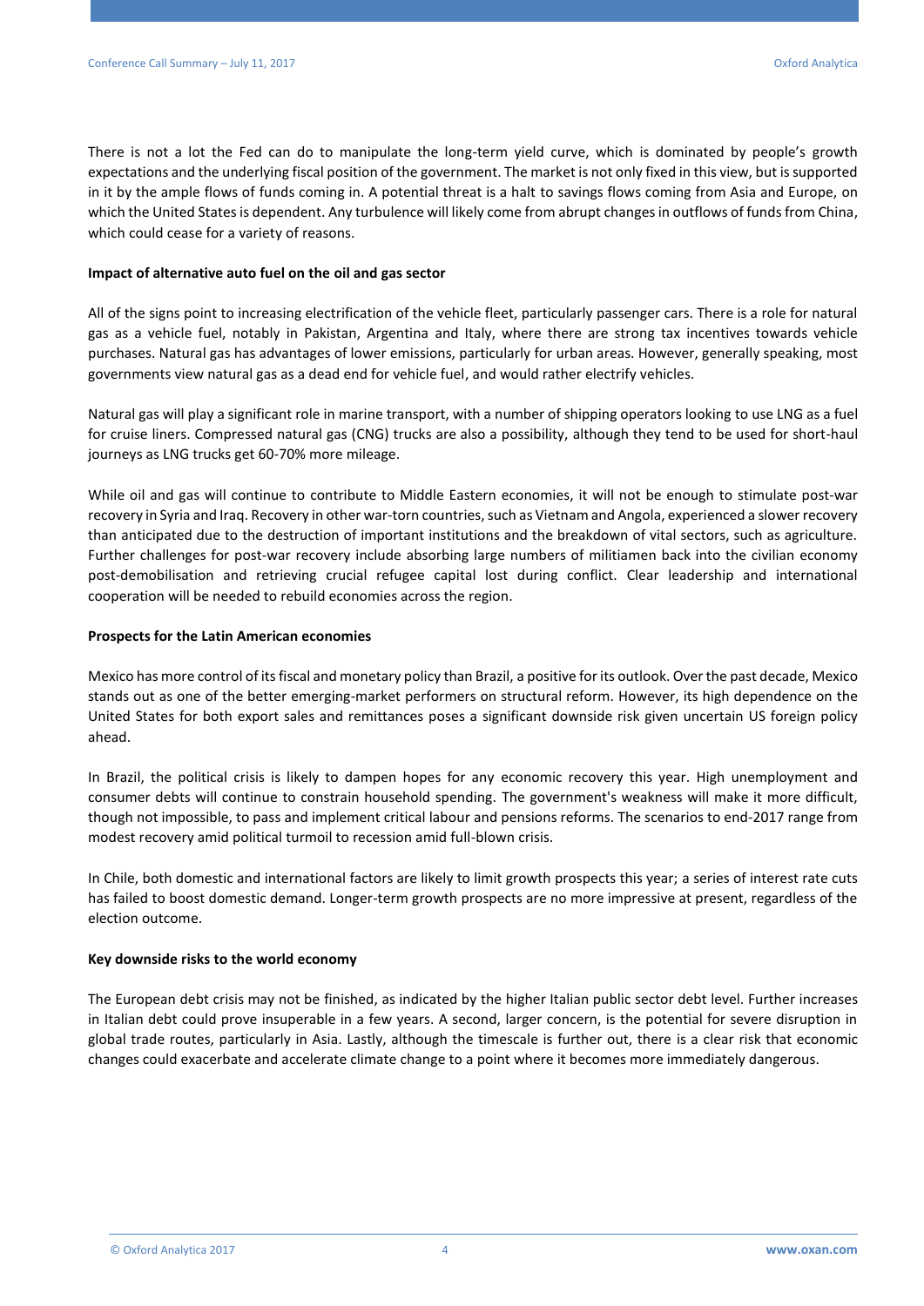There is not a lot the Fed can do to manipulate the long-term yield curve, which is dominated by people's growth expectations and the underlying fiscal position of the government. The market is not only fixed in this view, but is supported in it by the ample flows of funds coming in. A potential threat is a halt to savings flows coming from Asia and Europe, on which the United States is dependent. Any turbulence will likely come from abrupt changes in outflows of funds from China, which could cease for a variety of reasons.

**Impact of alternative auto fuel on the oil and gas sector**

All of the signs point to increasing electrification of the vehicle fleet, particularly passenger cars. There is a role for natural gas as a vehicle fuel, notably in Pakistan, Argentina and Italy, where there are strong tax incentives towards vehicle purchases. Natural gas has advantages of lower emissions, particularly for urban areas. However, generally speaking, most governments view natural gas as a dead end for vehicle fuel, and would rather electrify vehicles.

Natural gas will play a significant role in marine transport, with a number of shipping operators looking to use LNG as a fuel for cruise liners. Compressed natural gas (CNG) trucks are also a possibility, although they tend to be used for short-haul journeys as LNG trucks get 60-70% more mileage.

While oil and gas will continue to contribute to Middle Eastern economies, it will not be enough to stimulate post-war recovery in Syria and Iraq. Recovery in other war-torn countries, such as Vietnam and Angola, experienced a slower recovery than anticipated due to the destruction of important institutions and the breakdown of vital sectors, such as agriculture. Further challenges for post-war recovery include absorbing large numbers of militiamen back into the civilian economy post-demobilisation and retrieving crucial refugee capital lost during conflict. Clear leadership and international cooperation will be needed to rebuild economies across the region.

**Prospects for the Latin American economies**

Mexico has more control of its fiscal and monetary policy than Brazil, a positive for its outlook. Over the past decade, Mexico stands out as one of the better emerging-market performers on structural reform. However, its high dependence on the United States for both export sales and remittances poses a significant downside risk given uncertain US foreign policy ahead.

In Brazil, the political crisis is likely to dampen hopes for any economic recovery this year. High unemployment and consumer debts will continue to constrain household spending. The government's weakness will make it more difficult, though not impossible, to pass and implement critical labour and pensions reforms. The scenarios to end-2017 range from modest recovery amid political turmoil to recession amid full-blown crisis.

In Chile, both domestic and international factors are likely to limit growth prospects this year; a series of interest rate cuts has failed to boost domestic demand. Longer-term growth prospects are no more impressive at present, regardless of the election outcome.

**Key downside risks to the world economy**

The European debt crisis may not be finished, as indicated by the higher Italian public sector debt level. Further increases in Italian debt could prove insuperable in a few years. A second, larger concern, is the potential for severe disruption in global trade routes, particularly in Asia. Lastly, although the timescale is further out, there is a clear risk that economic changes could exacerbate and accelerate climate change to a point where it becomes more immediately dangerous.